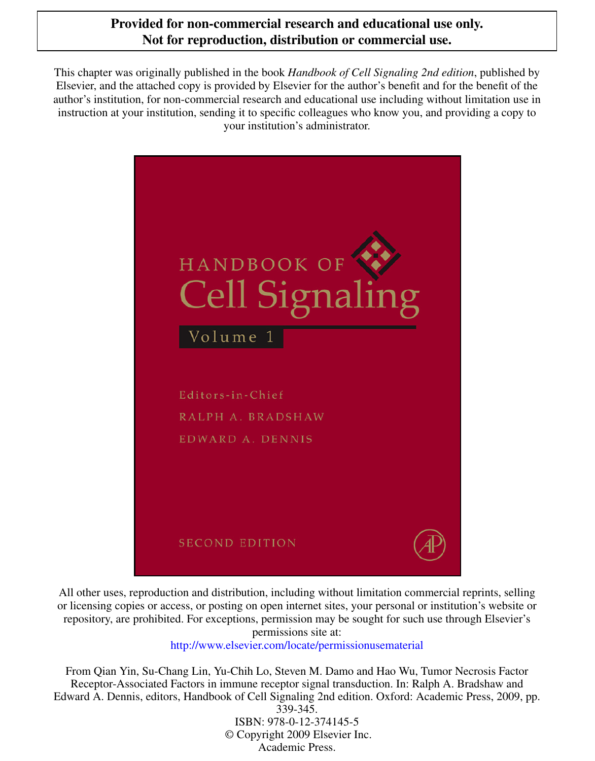**Provided for non-commercial research and educational use only.**
**Not for reproduction, distribution or commercial use.**

This chapter was originally published in the book *Handbook of Cell Signaling 2nd edition*, published by Elsevier, and the attached copy is provided by Elsevier for the author's benefit and for the benefit of the author's institution, for non-commercial research and educational use including without limitation use in instruction at your institution, sending it to specific colleagues who know you, and providing a copy to your institution's administrator.

HANDBOOK OF
Cell Signaling
Volume 1

Editors-in-Chief
RALPH A. BRADSHAW
EDWARD A. DENNIS

SECOND EDITION

All other uses, reproduction and distribution, including without limitation commercial reprints, selling or licensing copies or access, or posting on open internet sites, your personal or institution's website or repository, are prohibited. For exceptions, permission may be sought for such use through Elsevier's permissions site at:
http://www.elsevier.com/locate/permissionusematerial

From Qian Yin, Su-Chang Lin, Yu-Chih Lo, Steven M. Damo and Hao Wu, Tumor Necrosis Factor Receptor-Associated Factors in immune receptor signal transduction. In: Ralph A. Bradshaw and Edward A. Dennis, editors, Handbook of Cell Signaling 2nd edition. Oxford: Academic Press, 2009, pp. 339-345.
ISBN: 978-0-12-374145-5
© Copyright 2009 Elsevier Inc.
Academic Press.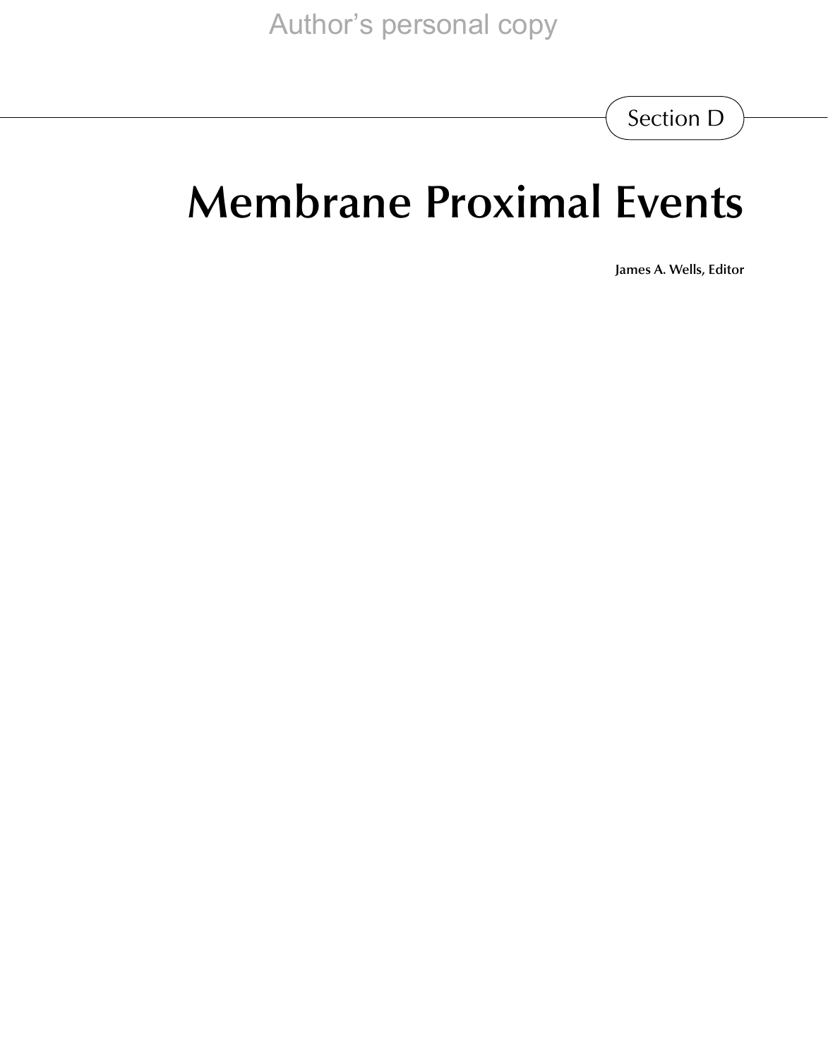Section D

# Membrane Proximal Events

**James A. Wells, Editor**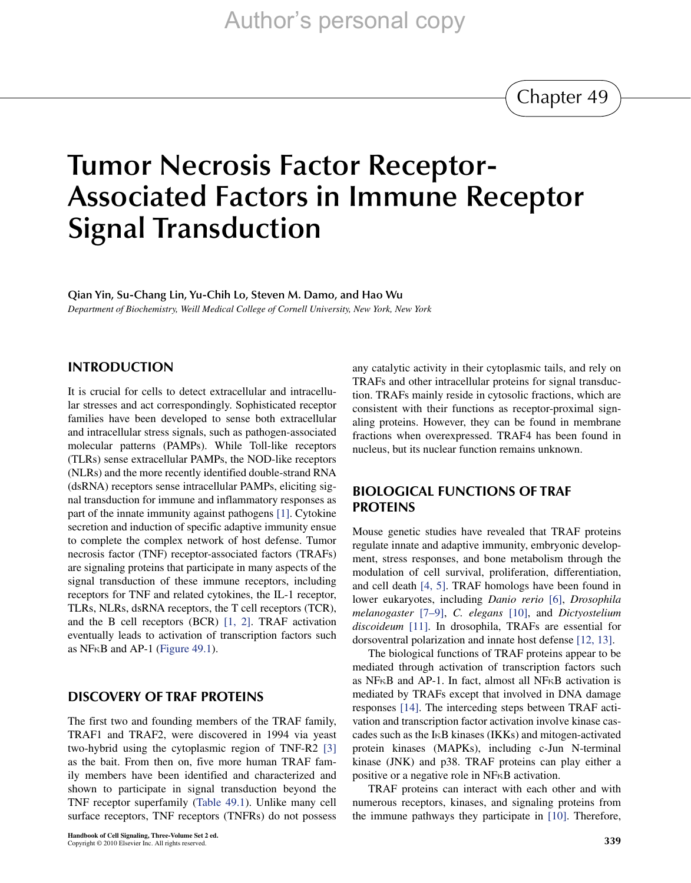Chapter 49

# Tumor Necrosis Factor Receptor-Associated Factors in Immune Receptor Signal Transduction

**Qian Yin, Su-Chang Lin, Yu-Chih Lo, Steven M. Damo, and Hao Wu**

*Department of Biochemistry, Weill Medical College of Cornell University, New York, New York*

## INTRODUCTION

It is crucial for cells to detect extracellular and intracellular stresses and act correspondingly. Sophisticated receptor families have been developed to sense both extracellular and intracellular stress signals, such as pathogen-associated molecular patterns (PAMPs). While Toll-like receptors (TLRs) sense extracellular PAMPs, the NOD-like receptors (NLRs) and the more recently identified double-strand RNA (dsRNA) receptors sense intracellular PAMPs, eliciting signal transduction for immune and inflammatory responses as part of the innate immunity against pathogens [1]. Cytokine secretion and induction of specific adaptive immunity ensue to complete the complex network of host defense. Tumor necrosis factor (TNF) receptor-associated factors (TRAFs) are signaling proteins that participate in many aspects of the signal transduction of these immune receptors, including receptors for TNF and related cytokines, the IL-1 receptor, TLRs, NLRs, dsRNA receptors, the T cell receptors (TCR), and the B cell receptors (BCR) [1, 2]. TRAF activation eventually leads to activation of transcription factors such as NFκB and AP-1 (Figure 49.1).

## DISCOVERY OF TRAF PROTEINS

The first two and founding members of the TRAF family, TRAF1 and TRAF2, were discovered in 1994 via yeast two-hybrid using the cytoplasmic region of TNF-R2 [3] as the bait. From then on, five more human TRAF family members have been identified and characterized and shown to participate in signal transduction beyond the TNF receptor superfamily (Table 49.1). Unlike many cell surface receptors, TNF receptors (TNFRs) do not possess any catalytic activity in their cytoplasmic tails, and rely on TRAFs and other intracellular proteins for signal transduction. TRAFs mainly reside in cytosolic fractions, which are consistent with their functions as receptor-proximal signaling proteins. However, they can be found in membrane fractions when overexpressed. TRAF4 has been found in nucleus, but its nuclear function remains unknown.

## BIOLOGICAL FUNCTIONS OF TRAF PROTEINS

Mouse genetic studies have revealed that TRAF proteins regulate innate and adaptive immunity, embryonic development, stress responses, and bone metabolism through the modulation of cell survival, proliferation, differentiation, and cell death [4, 5]. TRAF homologs have been found in lower eukaryotes, including *Danio rerio* [6], *Drosophila melanogaster* [7–9], *C. elegans* [10], and *Dictyostelium discoideum* [11]. In drosophila, TRAFs are essential for dorsoventral polarization and innate host defense [12, 13].

The biological functions of TRAF proteins appear to be mediated through activation of transcription factors such as NFκB and AP-1. In fact, almost all NFκB activation is mediated by TRAFs except that involved in DNA damage responses [14]. The interceding steps between TRAF activation and transcription factor activation involve kinase cascades such as the IκB kinases (IKKs) and mitogen-activated protein kinases (MAPKs), including c-Jun N-terminal kinase (JNK) and p38. TRAF proteins can play either a positive or a negative role in NFκB activation.

TRAF proteins can interact with each other and with numerous receptors, kinases, and signaling proteins from the immune pathways they participate in [10]. Therefore,

Handbook of Cell Signaling, Three-Volume Set 2 ed.
Copyright © 2010 Elsevier Inc. All rights reserved.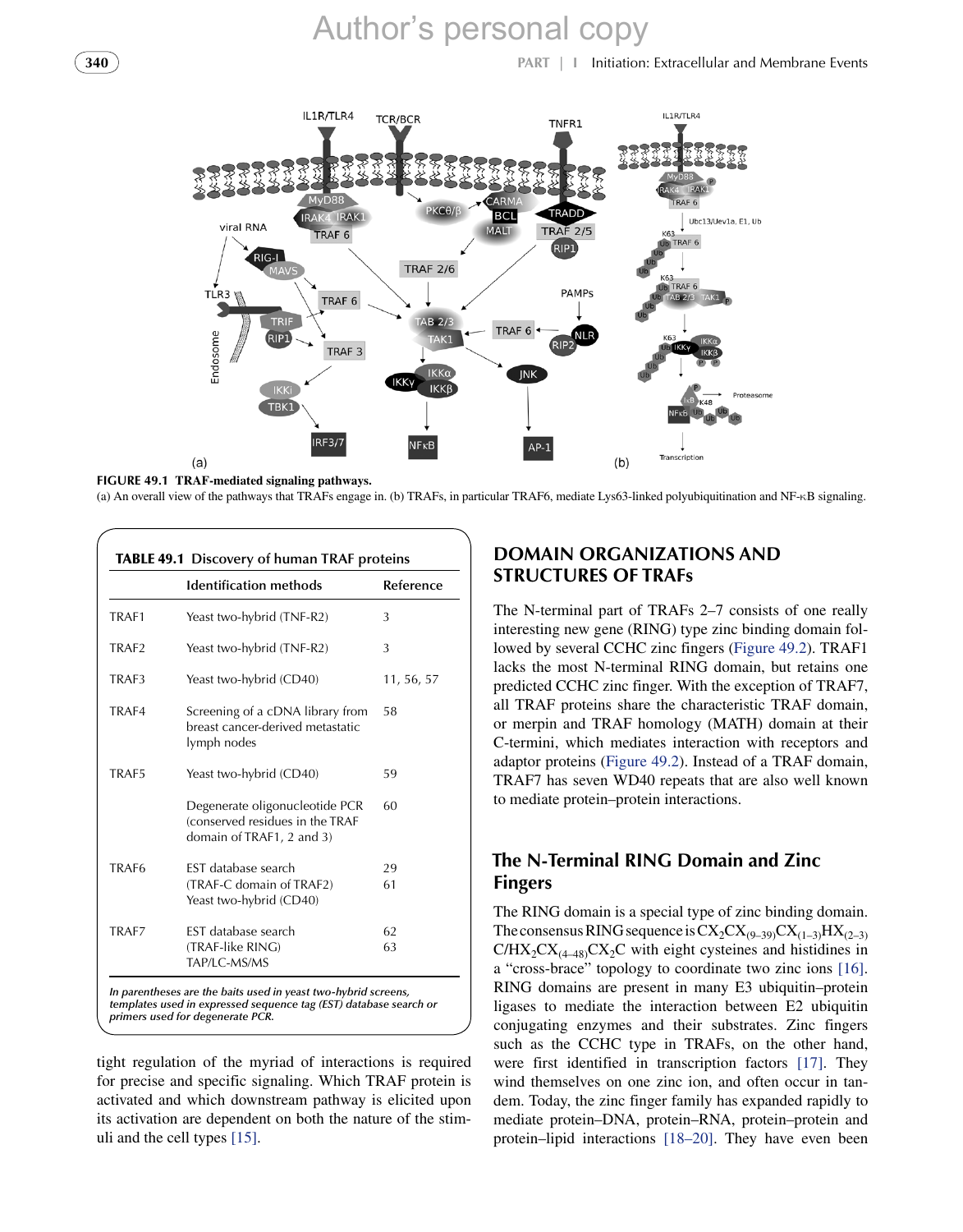FIGURE 49.1 TRAF-mediated signaling pathways.
(a) An overall view of the pathways that TRAFs engage in. (b) TRAFs, in particular TRAF6, mediate Lys63-linked polyubiquitination and NF-κB signaling.

**TABLE 49.1 Discovery of human TRAF proteins**

| | Identification methods | Reference |
|---|---|---|
| TRAF1 | Yeast two-hybrid (TNF-R2) | 3 |
| TRAF2 | Yeast two-hybrid (TNF-R2) | 3 |
| TRAF3 | Yeast two-hybrid (CD40) | 11, 56, 57 |
| TRAF4 | Screening of a cDNA library from breast cancer-derived metastatic lymph nodes | 58 |
| TRAF5 | Yeast two-hybrid (CD40) | 59 |
| | Degenerate oligonucleotide PCR (conserved residues in the TRAF domain of TRAF1, 2 and 3) | 60 |
| TRAF6 | EST database search (TRAF-C domain of TRAF2) | 29 |
| | Yeast two-hybrid (CD40) | 61 |
| TRAF7 | EST database search (TRAF-like RING) | 62 |
| | TAP/LC-MS/MS | 63 |

*In parentheses are the baits used in yeast two-hybrid screens, templates used in expressed sequence tag (EST) database search or primers used for degenerate PCR.*

tight regulation of the myriad of interactions is required for precise and specific signaling. Which TRAF protein is activated and which downstream pathway is elicited upon its activation are dependent on both the nature of the stimuli and the cell types [15].

## DOMAIN ORGANIZATIONS AND STRUCTURES OF TRAFs

The N-terminal part of TRAFs 2–7 consists of one really interesting new gene (RING) type zinc binding domain followed by several CCHC zinc fingers (Figure 49.2). TRAF1 lacks the most N-terminal RING domain, but retains one predicted CCHC zinc finger. With the exception of TRAF7, all TRAF proteins share the characteristic TRAF domain, or merpin and TRAF homology (MATH) domain at their C-termini, which mediates interaction with receptors and adaptor proteins (Figure 49.2). Instead of a TRAF domain, TRAF7 has seven WD40 repeats that are also well known to mediate protein–protein interactions.

### The N-Terminal RING Domain and Zinc Fingers

The RING domain is a special type of zinc binding domain. The consensus RING sequence is $CX_2CX_{(9-39)}CX_{(1-3)}HX_{(2-3)}C/HX_2CX_{(4-48)}CX_2C$ with eight cysteines and histidines in a "cross-brace" topology to coordinate two zinc ions [16]. RING domains are present in many E3 ubiquitin–protein ligases to mediate the interaction between E2 ubiquitin conjugating enzymes and their substrates. Zinc fingers such as the CCHC type in TRAFs, on the other hand, were first identified in transcription factors [17]. They wind themselves on one zinc ion, and often occur in tandem. Today, the zinc finger family has expanded rapidly to mediate protein–DNA, protein–RNA, protein–protein and protein–lipid interactions [18–20]. They have even been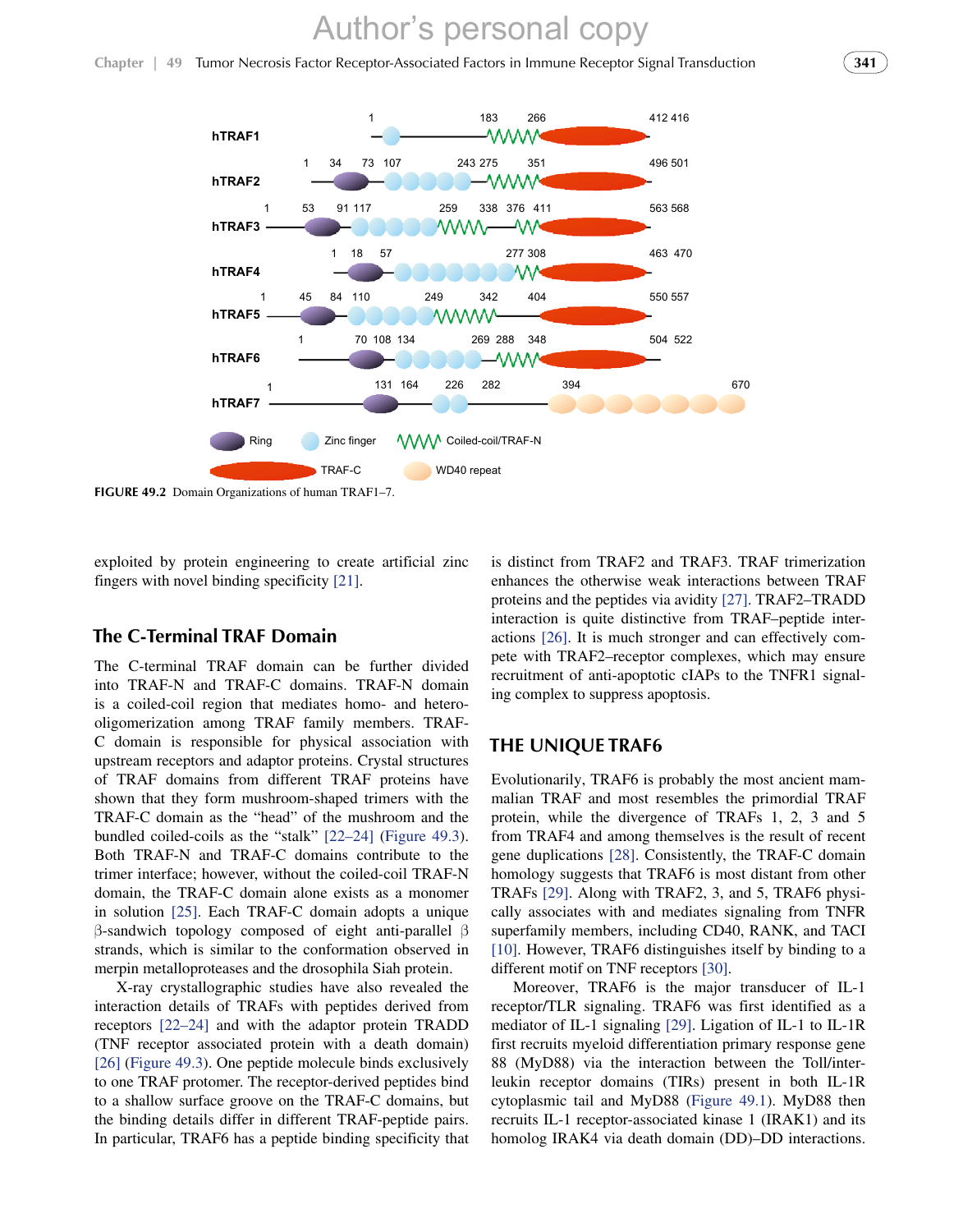FIGURE 49.2 Domain Organizations of human TRAF1–7.

exploited by protein engineering to create artificial zinc fingers with novel binding specificity [21].

## The C-Terminal TRAF Domain

The C-terminal TRAF domain can be further divided into TRAF-N and TRAF-C domains. TRAF-N domain is a coiled-coil region that mediates homo- and hetero-oligomerization among TRAF family members. TRAF-C domain is responsible for physical association with upstream receptors and adaptor proteins. Crystal structures of TRAF domains from different TRAF proteins have shown that they form mushroom-shaped trimers with the TRAF-C domain as the "head" of the mushroom and the bundled coiled-coils as the "stalk" [22–24] (Figure 49.3). Both TRAF-N and TRAF-C domains contribute to the trimer interface; however, without the coiled-coil TRAF-N domain, the TRAF-C domain alone exists as a monomer in solution [25]. Each TRAF-C domain adopts a unique β-sandwich topology composed of eight anti-parallel β strands, which is similar to the conformation observed in merpin metalloproteases and the drosophila Siah protein.

X-ray crystallographic studies have also revealed the interaction details of TRAFs with peptides derived from receptors [22–24] and with the adaptor protein TRADD (TNF receptor associated protein with a death domain) [26] (Figure 49.3). One peptide molecule binds exclusively to one TRAF protomer. The receptor-derived peptides bind to a shallow surface groove on the TRAF-C domains, but the binding details differ in different TRAF-peptide pairs. In particular, TRAF6 has a peptide binding specificity that is distinct from TRAF2 and TRAF3. TRAF trimerization enhances the otherwise weak interactions between TRAF proteins and the peptides via avidity [27]. TRAF2–TRADD interaction is quite distinctive from TRAF–peptide interactions [26]. It is much stronger and can effectively compete with TRAF2–receptor complexes, which may ensure recruitment of anti-apoptotic cIAPs to the TNFR1 signaling complex to suppress apoptosis.

## THE UNIQUE TRAF6

Evolutionarily, TRAF6 is probably the most ancient mammalian TRAF and most resembles the primordial TRAF protein, while the divergence of TRAFs 1, 2, 3 and 5 from TRAF4 and among themselves is the result of recent gene duplications [28]. Consistently, the TRAF-C domain homology suggests that TRAF6 is most distant from other TRAFs [29]. Along with TRAF2, 3, and 5, TRAF6 physically associates with and mediates signaling from TNFR superfamily members, including CD40, RANK, and TACI [10]. However, TRAF6 distinguishes itself by binding to a different motif on TNF receptors [30].

Moreover, TRAF6 is the major transducer of IL-1 receptor/TLR signaling. TRAF6 was first identified as a mediator of IL-1 signaling [29]. Ligation of IL-1 to IL-1R first recruits myeloid differentiation primary response gene 88 (MyD88) via the interaction between the Toll/interleukin receptor domains (TIRs) present in both IL-1R cytoplasmic tail and MyD88 (Figure 49.1). MyD88 then recruits IL-1 receptor-associated kinase 1 (IRAK1) and its homolog IRAK4 via death domain (DD)–DD interactions.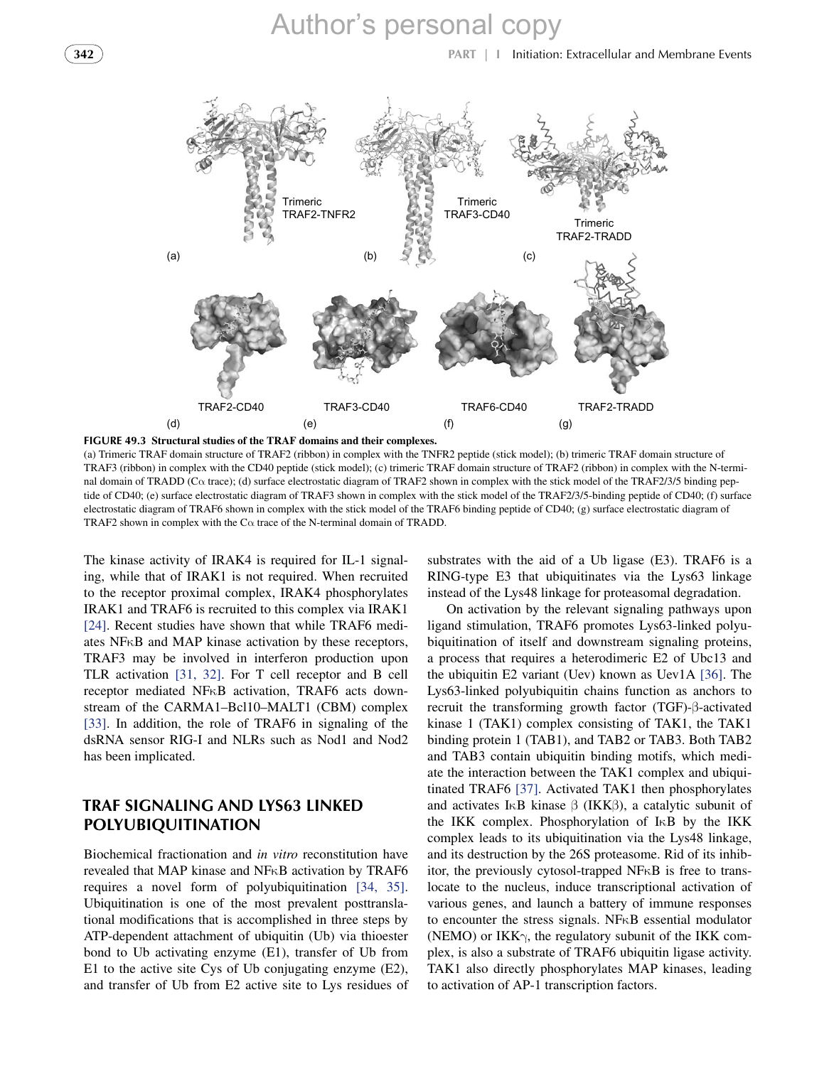**FIGURE 49.3 Structural studies of the TRAF domains and their complexes.**

(a) Trimeric TRAF domain structure of TRAF2 (ribbon) in complex with the TNFR2 peptide (stick model); (b) trimeric TRAF domain structure of TRAF3 (ribbon) in complex with the CD40 peptide (stick model); (c) trimeric TRAF domain structure of TRAF2 (ribbon) in complex with the N-terminal domain of TRADD (Cα trace); (d) surface electrostatic diagram of TRAF2 shown in complex with the stick model of the TRAF2/3/5 binding peptide of CD40; (e) surface electrostatic diagram of TRAF3 shown in complex with the stick model of the TRAF2/3/5-binding peptide of CD40; (f) surface electrostatic diagram of TRAF6 shown in complex with the stick model of the TRAF6 binding peptide of CD40; (g) surface electrostatic diagram of TRAF2 shown in complex with the Cα trace of the N-terminal domain of TRADD.

The kinase activity of IRAK4 is required for IL-1 signaling, while that of IRAK1 is not required. When recruited to the receptor proximal complex, IRAK4 phosphorylates IRAK1 and TRAF6 is recruited to this complex via IRAK1 [24]. Recent studies have shown that while TRAF6 mediates NFκB and MAP kinase activation by these receptors, TRAF3 may be involved in interferon production upon TLR activation [31, 32]. For T cell receptor and B cell receptor mediated NFκB activation, TRAF6 acts downstream of the CARMA1–Bcl10–MALT1 (CBM) complex [33]. In addition, the role of TRAF6 in signaling of the dsRNA sensor RIG-I and NLRs such as Nod1 and Nod2 has been implicated.

## TRAF SIGNALING AND LYS63 LINKED POLYUBIQUITINATION

Biochemical fractionation and *in vitro* reconstitution have revealed that MAP kinase and NFκB activation by TRAF6 requires a novel form of polyubiquitination [34, 35]. Ubiquitination is one of the most prevalent posttranslational modifications that is accomplished in three steps by ATP-dependent attachment of ubiquitin (Ub) via thioester bond to Ub activating enzyme (E1), transfer of Ub from E1 to the active site Cys of Ub conjugating enzyme (E2), and transfer of Ub from E2 active site to Lys residues of substrates with the aid of a Ub ligase (E3). TRAF6 is a RING-type E3 that ubiquitinates via the Lys63 linkage instead of the Lys48 linkage for proteasomal degradation.

On activation by the relevant signaling pathways upon ligand stimulation, TRAF6 promotes Lys63-linked polyubiquitination of itself and downstream signaling proteins, a process that requires a heterodimeric E2 of Ubc13 and the ubiquitin E2 variant (Uev) known as Uev1A [36]. The Lys63-linked polyubiquitin chains function as anchors to recruit the transforming growth factor (TGF)-β-activated kinase 1 (TAK1) complex consisting of TAK1, the TAK1 binding protein 1 (TAB1), and TAB2 or TAB3. Both TAB2 and TAB3 contain ubiquitin binding motifs, which mediate the interaction between the TAK1 complex and ubiquitinated TRAF6 [37]. Activated TAK1 then phosphorylates and activates IκB kinase β (IKKβ), a catalytic subunit of the IKK complex. Phosphorylation of IκB by the IKK complex leads to its ubiquitination via the Lys48 linkage, and its destruction by the 26S proteasome. Rid of its inhibitor, the previously cytosol-trapped NFκB is free to translocate to the nucleus, induce transcriptional activation of various genes, and launch a battery of immune responses to encounter the stress signals. NFκB essential modulator (NEMO) or IKKγ, the regulatory subunit of the IKK complex, is also a substrate of TRAF6 ubiquitin ligase activity. TAK1 also directly phosphorylates MAP kinases, leading to activation of AP-1 transcription factors.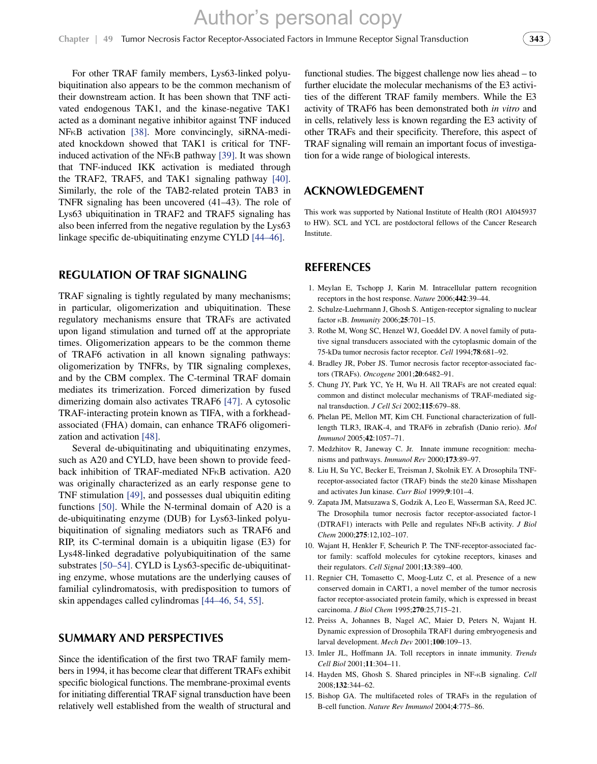For other TRAF family members, Lys63-linked polyubiquitination also appears to be the common mechanism of their downstream action. It has been shown that TNF activated endogenous TAK1, and the kinase-negative TAK1 acted as a dominant negative inhibitor against TNF induced NFκB activation [38]. More convincingly, siRNA-mediated knockdown showed that TAK1 is critical for TNF-induced activation of the NFκB pathway [39]. It was shown that TNF-induced IKK activation is mediated through the TRAF2, TRAF5, and TAK1 signaling pathway [40]. Similarly, the role of the TAB2-related protein TAB3 in TNFR signaling has been uncovered (41–43). The role of Lys63 ubiquitination in TRAF2 and TRAF5 signaling has also been inferred from the negative regulation by the Lys63 linkage specific de-ubiquitinating enzyme CYLD [44–46].

## REGULATION OF TRAF SIGNALING

TRAF signaling is tightly regulated by many mechanisms; in particular, oligomerization and ubiquitination. These regulatory mechanisms ensure that TRAFs are activated upon ligand stimulation and turned off at the appropriate times. Oligomerization appears to be the common theme of TRAF6 activation in all known signaling pathways: oligomerization by TNFRs, by TIR signaling complexes, and by the CBM complex. The C-terminal TRAF domain mediates its trimerization. Forced dimerization by fused dimerizing domain also activates TRAF6 [47]. A cytosolic TRAF-interacting protein known as TIFA, with a forkhead-associated (FHA) domain, can enhance TRAF6 oligomerization and activation [48].

Several de-ubiquitinating and ubiquitinating enzymes, such as A20 and CYLD, have been shown to provide feedback inhibition of TRAF-mediated NFκB activation. A20 was originally characterized as an early response gene to TNF stimulation [49], and possesses dual ubiquitin editing functions [50]. While the N-terminal domain of A20 is a de-ubiquitinating enzyme (DUB) for Lys63-linked polyubiquitination of signaling mediators such as TRAF6 and RIP, its C-terminal domain is a ubiquitin ligase (E3) for Lys48-linked degradative polyubiquitination of the same substrates [50–54]. CYLD is Lys63-specific de-ubiquitinating enzyme, whose mutations are the underlying causes of familial cylindromatosis, with predisposition to tumors of skin appendages called cylindromas [44–46, 54, 55].

## SUMMARY AND PERSPECTIVES

Since the identification of the first two TRAF family members in 1994, it has become clear that different TRAFs exhibit specific biological functions. The membrane-proximal events for initiating differential TRAF signal transduction have been relatively well established from the wealth of structural and functional studies. The biggest challenge now lies ahead – to further elucidate the molecular mechanisms of the E3 activities of the different TRAF family members. While the E3 activity of TRAF6 has been demonstrated both *in vitro* and in cells, relatively less is known regarding the E3 activity of other TRAFs and their specificity. Therefore, this aspect of TRAF signaling will remain an important focus of investigation for a wide range of biological interests.

## ACKNOWLEDGEMENT

This work was supported by National Institute of Health (RO1 AI045937 to HW). SCL and YCL are postdoctoral fellows of the Cancer Research Institute.

## REFERENCES

1. Meylan E, Tschopp J, Karin M. Intracellular pattern recognition receptors in the host response. *Nature* 2006;**442**:39–44.
2. Schulze-Luehrmann J, Ghosh S. Antigen-receptor signaling to nuclear factor κB. *Immunity* 2006;**25**:701–15.
3. Rothe M, Wong SC, Henzel WJ, Goeddel DV. A novel family of putative signal transducers associated with the cytoplasmic domain of the 75-kDa tumor necrosis factor receptor. *Cell* 1994;**78**:681–92.
4. Bradley JR, Pober JS. Tumor necrosis factor receptor-associated factors (TRAFs). *Oncogene* 2001;**20**:6482–91.
5. Chung JY, Park YC, Ye H, Wu H. All TRAFs are not created equal: common and distinct molecular mechanisms of TRAF-mediated signal transduction. *J Cell Sci* 2002;**115**:679–88.
6. Phelan PE, Mellon MT, Kim CH. Functional characterization of full-length TLR3, IRAK-4, and TRAF6 in zebrafish (Danio rerio). *Mol Immunol* 2005;**42**:1057–71.
7. Medzhitov R, Janeway C. Jr. Innate immune recognition: mechanisms and pathways. *Immunol Rev* 2000;**173**:89–97.
8. Liu H, Su YC, Becker E, Treisman J, Skolnik EY. A Drosophila TNF-receptor-associated factor (TRAF) binds the ste20 kinase Misshapen and activates Jun kinase. *Curr Biol* 1999;**9**:101–4.
9. Zapata JM, Matsuzawa S, Godzik A, Leo E, Wasserman SA, Reed JC. The Drosophila tumor necrosis factor receptor-associated factor-1 (DTRAF1) interacts with Pelle and regulates NFκB activity. *J Biol Chem* 2000;**275**:12,102–107.
10. Wajant H, Henkler F, Scheurich P. The TNF-receptor-associated factor family: scaffold molecules for cytokine receptors, kinases and their regulators. *Cell Signal* 2001;**13**:389–400.
11. Regnier CH, Tomasetto C, Moog-Lutz C, et al. Presence of a new conserved domain in CART1, a novel member of the tumor necrosis factor receptor-associated protein family, which is expressed in breast carcinoma. *J Biol Chem* 1995;**270**:25,715–21.
12. Preiss A, Johannes B, Nagel AC, Maier D, Peters N, Wajant H. Dynamic expression of Drosophila TRAF1 during embryogenesis and larval development. *Mech Dev* 2001;**100**:109–13.
13. Imler JL, Hoffmann JA. Toll receptors in innate immunity. *Trends Cell Biol* 2001;**11**:304–11.
14. Hayden MS, Ghosh S. Shared principles in NF-κB signaling. *Cell* 2008;**132**:344–62.
15. Bishop GA. The multifaceted roles of TRAFs in the regulation of B-cell function. *Nature Rev Immunol* 2004;**4**:775–86.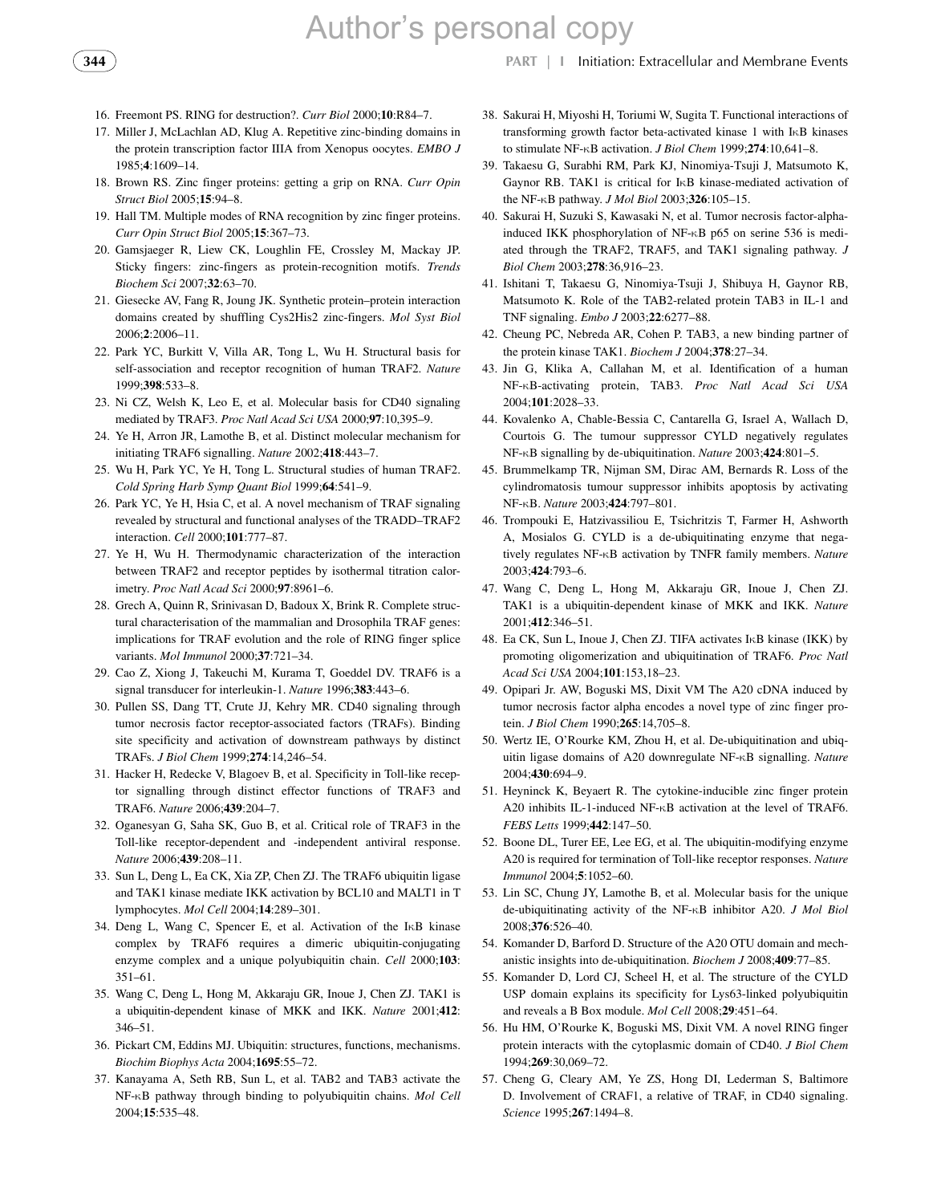16. Freemont PS. RING for destruction?. *Curr Biol* 2000;**10**:R84–7.
17. Miller J, McLachlan AD, Klug A. Repetitive zinc-binding domains in the protein transcription factor IIIA from Xenopus oocytes. *EMBO J* 1985;**4**:1609–14.
18. Brown RS. Zinc finger proteins: getting a grip on RNA. *Curr Opin Struct Biol* 2005;**15**:94–8.
19. Hall TM. Multiple modes of RNA recognition by zinc finger proteins. *Curr Opin Struct Biol* 2005;**15**:367–73.
20. Gamsjaeger R, Liew CK, Loughlin FE, Crossley M, Mackay JP. Sticky fingers: zinc-fingers as protein-recognition motifs. *Trends Biochem Sci* 2007;**32**:63–70.
21. Giesecke AV, Fang R, Joung JK. Synthetic protein–protein interaction domains created by shuffling Cys2His2 zinc-fingers. *Mol Syst Biol* 2006;**2**:2006–11.
22. Park YC, Burkitt V, Villa AR, Tong L, Wu H. Structural basis for self-association and receptor recognition of human TRAF2. *Nature* 1999;**398**:533–8.
23. Ni CZ, Welsh K, Leo E, et al. Molecular basis for CD40 signaling mediated by TRAF3. *Proc Natl Acad Sci USA* 2000;**97**:10,395–9.
24. Ye H, Arron JR, Lamothe B, et al. Distinct molecular mechanism for initiating TRAF6 signalling. *Nature* 2002;**418**:443–7.
25. Wu H, Park YC, Ye H, Tong L. Structural studies of human TRAF2. *Cold Spring Harb Symp Quant Biol* 1999;**64**:541–9.
26. Park YC, Ye H, Hsia C, et al. A novel mechanism of TRAF signaling revealed by structural and functional analyses of the TRADD–TRAF2 interaction. *Cell* 2000;**101**:777–87.
27. Ye H, Wu H. Thermodynamic characterization of the interaction between TRAF2 and receptor peptides by isothermal titration calorimetry. *Proc Natl Acad Sci* 2000;**97**:8961–6.
28. Grech A, Quinn R, Srinivasan D, Badoux X, Brink R. Complete structural characterisation of the mammalian and Drosophila TRAF genes: implications for TRAF evolution and the role of RING finger splice variants. *Mol Immunol* 2000;**37**:721–34.
29. Cao Z, Xiong J, Takeuchi M, Kurama T, Goeddel DV. TRAF6 is a signal transducer for interleukin-1. *Nature* 1996;**383**:443–6.
30. Pullen SS, Dang TT, Crute JJ, Kehry MR. CD40 signaling through tumor necrosis factor receptor-associated factors (TRAFs). Binding site specificity and activation of downstream pathways by distinct TRAFs. *J Biol Chem* 1999;**274**:14,246–54.
31. Hacker H, Redecke V, Blagoev B, et al. Specificity in Toll-like receptor signalling through distinct effector functions of TRAF3 and TRAF6. *Nature* 2006;**439**:204–7.
32. Oganesyan G, Saha SK, Guo B, et al. Critical role of TRAF3 in the Toll-like receptor-dependent and -independent antiviral response. *Nature* 2006;**439**:208–11.
33. Sun L, Deng L, Ea CK, Xia ZP, Chen ZJ. The TRAF6 ubiquitin ligase and TAK1 kinase mediate IKK activation by BCL10 and MALT1 in T lymphocytes. *Mol Cell* 2004;**14**:289–301.
34. Deng L, Wang C, Spencer E, et al. Activation of the IκB kinase complex by TRAF6 requires a dimeric ubiquitin-conjugating enzyme complex and a unique polyubiquitin chain. *Cell* 2000;**103**: 351–61.
35. Wang C, Deng L, Hong M, Akkaraju GR, Inoue J, Chen ZJ. TAK1 is a ubiquitin-dependent kinase of MKK and IKK. *Nature* 2001;**412**: 346–51.
36. Pickart CM, Eddins MJ. Ubiquitin: structures, functions, mechanisms. *Biochim Biophys Acta* 2004;**1695**:55–72.
37. Kanayama A, Seth RB, Sun L, et al. TAB2 and TAB3 activate the NF-κB pathway through binding to polyubiquitin chains. *Mol Cell* 2004;**15**:535–48.
38. Sakurai H, Miyoshi H, Toriumi W, Sugita T. Functional interactions of transforming growth factor beta-activated kinase 1 with IκB kinases to stimulate NF-κB activation. *J Biol Chem* 1999;**274**:10,641–8.
39. Takaesu G, Surabhi RM, Park KJ, Ninomiya-Tsuji J, Matsumoto K, Gaynor RB. TAK1 is critical for IκB kinase-mediated activation of the NF-κB pathway. *J Mol Biol* 2003;**326**:105–15.
40. Sakurai H, Suzuki S, Kawasaki N, et al. Tumor necrosis factor-alpha-induced IKK phosphorylation of NF-κB p65 on serine 536 is mediated through the TRAF2, TRAF5, and TAK1 signaling pathway. *J Biol Chem* 2003;**278**:36,916–23.
41. Ishitani T, Takaesu G, Ninomiya-Tsuji J, Shibuya H, Gaynor RB, Matsumoto K. Role of the TAB2-related protein TAB3 in IL-1 and TNF signaling. *Embo J* 2003;**22**:6277–88.
42. Cheung PC, Nebreda AR, Cohen P. TAB3, a new binding partner of the protein kinase TAK1. *Biochem J* 2004;**378**:27–34.
43. Jin G, Klika A, Callahan M, et al. Identification of a human NF-κB-activating protein, TAB3. *Proc Natl Acad Sci USA* 2004;**101**:2028–33.
44. Kovalenko A, Chable-Bessia C, Cantarella G, Israel A, Wallach D, Courtois G. The tumour suppressor CYLD negatively regulates NF-κB signalling by de-ubiquitination. *Nature* 2003;**424**:801–5.
45. Brummelkamp TR, Nijman SM, Dirac AM, Bernards R. Loss of the cylindromatosis tumour suppressor inhibits apoptosis by activating NF-κB. *Nature* 2003;**424**:797–801.
46. Trompouki E, Hatzivassiliou E, Tsichritzis T, Farmer H, Ashworth A, Mosialos G. CYLD is a de-ubiquitinating enzyme that negatively regulates NF-κB activation by TNFR family members. *Nature* 2003;**424**:793–6.
47. Wang C, Deng L, Hong M, Akkaraju GR, Inoue J, Chen ZJ. TAK1 is a ubiquitin-dependent kinase of MKK and IKK. *Nature* 2001;**412**:346–51.
48. Ea CK, Sun L, Inoue J, Chen ZJ. TIFA activates IκB kinase (IKK) by promoting oligomerization and ubiquitination of TRAF6. *Proc Natl Acad Sci USA* 2004;**101**:153,18–23.
49. Opipari Jr. AW, Boguski MS, Dixit VM The A20 cDNA induced by tumor necrosis factor alpha encodes a novel type of zinc finger protein. *J Biol Chem* 1990;**265**:14,705–8.
50. Wertz IE, O'Rourke KM, Zhou H, et al. De-ubiquitination and ubiquitin ligase domains of A20 downregulate NF-κB signalling. *Nature* 2004;**430**:694–9.
51. Heyninck K, Beyaert R. The cytokine-inducible zinc finger protein A20 inhibits IL-1-induced NF-κB activation at the level of TRAF6. *FEBS Letts* 1999;**442**:147–50.
52. Boone DL, Turer EE, Lee EG, et al. The ubiquitin-modifying enzyme A20 is required for termination of Toll-like receptor responses. *Nature Immunol* 2004;**5**:1052–60.
53. Lin SC, Chung JY, Lamothe B, et al. Molecular basis for the unique de-ubiquitinating activity of the NF-κB inhibitor A20. *J Mol Biol* 2008;**376**:526–40.
54. Komander D, Barford D. Structure of the A20 OTU domain and mechanistic insights into de-ubiquitination. *Biochem J* 2008;**409**:77–85.
55. Komander D, Lord CJ, Scheel H, et al. The structure of the CYLD USP domain explains its specificity for Lys63-linked polyubiquitin and reveals a B Box module. *Mol Cell* 2008;**29**:451–64.
56. Hu HM, O'Rourke K, Boguski MS, Dixit VM. A novel RING finger protein interacts with the cytoplasmic domain of CD40. *J Biol Chem* 1994;**269**:30,069–72.
57. Cheng G, Cleary AM, Ye ZS, Hong DI, Lederman S, Baltimore D. Involvement of CRAF1, a relative of TRAF, in CD40 signaling. *Science* 1995;**267**:1494–8.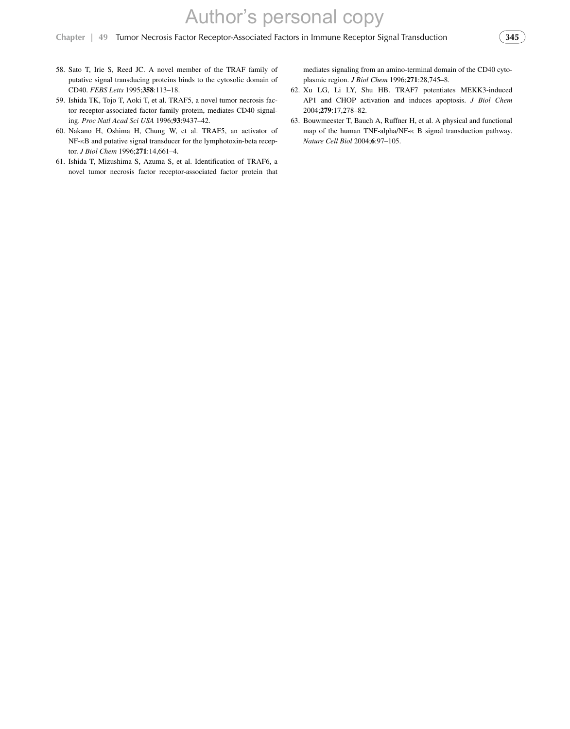58. Sato T, Irie S, Reed JC. A novel member of the TRAF family of putative signal transducing proteins binds to the cytosolic domain of CD40. *FEBS Letts* 1995;**358**:113–18.
59. Ishida TK, Tojo T, Aoki T, et al. TRAF5, a novel tumor necrosis factor receptor-associated factor family protein, mediates CD40 signaling. *Proc Natl Acad Sci USA* 1996;**93**:9437–42.
60. Nakano H, Oshima H, Chung W, et al. TRAF5, an activator of NF-κB and putative signal transducer for the lymphotoxin-beta receptor. *J Biol Chem* 1996;**271**:14,661–4.
61. Ishida T, Mizushima S, Azuma S, et al. Identification of TRAF6, a novel tumor necrosis factor receptor-associated factor protein that mediates signaling from an amino-terminal domain of the CD40 cytoplasmic region. *J Biol Chem* 1996;**271**:28,745–8.
62. Xu LG, Li LY, Shu HB. TRAF7 potentiates MEKK3-induced AP1 and CHOP activation and induces apoptosis. *J Biol Chem* 2004;**279**:17,278–82.
63. Bouwmeester T, Bauch A, Ruffner H, et al. A physical and functional map of the human TNF-alpha/NF-κ B signal transduction pathway. *Nature Cell Biol* 2004;**6**:97–105.